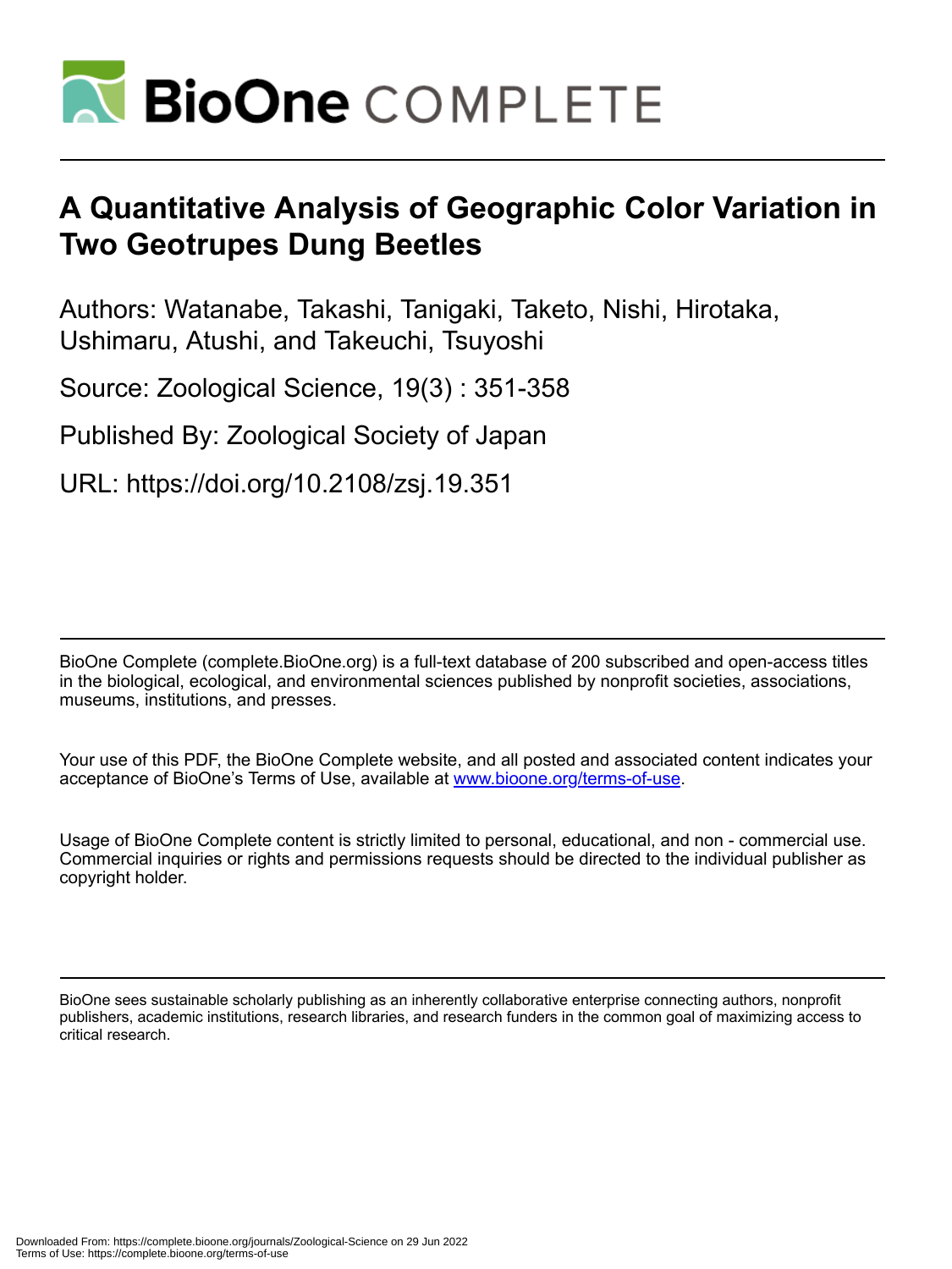# A Quantitative Analysis of Geographic Color Variation in Two Geotrupes Dung Beetles

Authors: Watanabe, Takashi, Tanigaki, Taketo, Nishi, Hirotaka, Ushimaru, Atushi, and Takeuchi, Tsuyoshi

Source: Zoological Science, 19(3) : 351-358

Published By: Zoological Society of Japan

URL: https://doi.org/10.2108/zsj.19.351

BioOne Complete (complete.BioOne.org) is a full-text database of 200 subscribed and open-access titles in the biological, ecological, and environmental sciences published by nonprofit societies, associations, museums, institutions, and presses.

Your use of this PDF, the BioOne Complete website, and all posted and associated content indicates your acceptance of BioOne's Terms of Use, available at www.bioone.org/terms-of-use.

Usage of BioOne Complete content is strictly limited to personal, educational, and non - commercial use. Commercial inquiries or rights and permissions requests should be directed to the individual publisher as copyright holder.

BioOne sees sustainable scholarly publishing as an inherently collaborative enterprise connecting authors, nonprofit publishers, academic institutions, research libraries, and research funders in the common goal of maximizing access to critical research.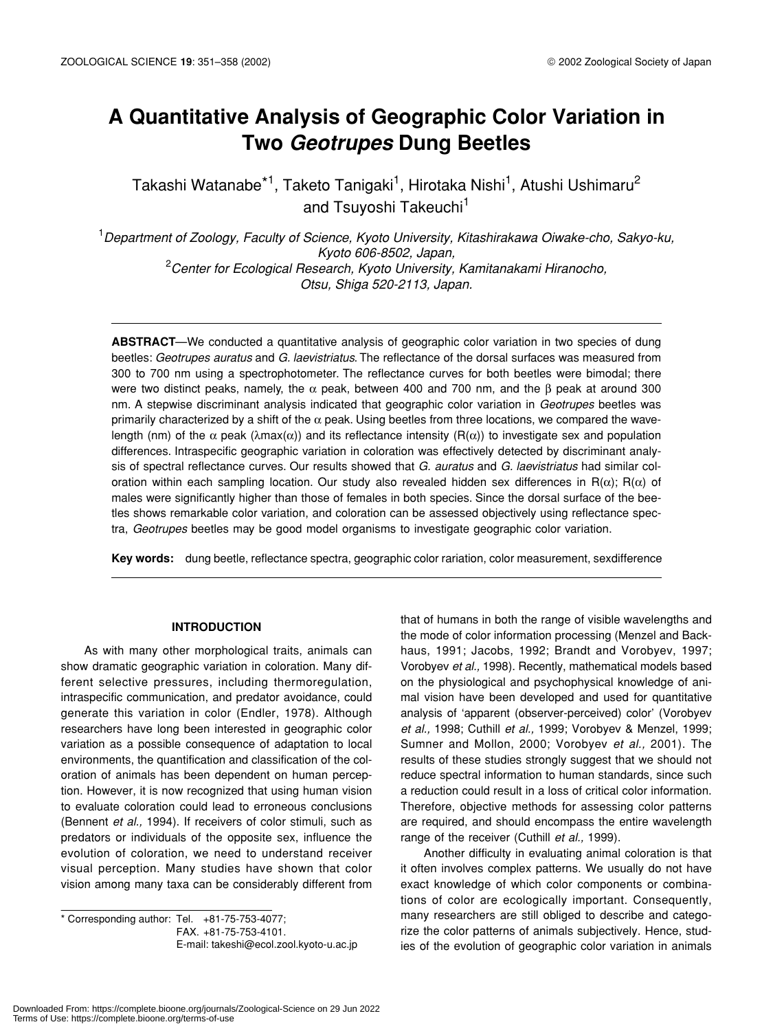# A Quantitative Analysis of Geographic Color Variation in Two *Geotrupes* Dung Beetles

Takashi Watanabe*[1], Taketo Tanigaki[1], Hirotaka Nishi[1], Atushi Ushimaru[2] and Tsuyoshi Takeuchi[1]

[1]*Department of Zoology, Faculty of Science, Kyoto University, Kitashirakawa Oiwake-cho, Sakyo-ku, Kyoto 606-8502, Japan,*
[2]*Center for Ecological Research, Kyoto University, Kamitanakami Hiranocho, Otsu, Shiga 520-2113, Japan.*

**ABSTRACT**—We conducted a quantitative analysis of geographic color variation in two species of dung beetles: *Geotrupes auratus* and *G. laevistriatus*. The reflectance of the dorsal surfaces was measured from 300 to 700 nm using a spectrophotometer. The reflectance curves for both beetles were bimodal; there were two distinct peaks, namely, the $\alpha$ peak, between 400 and 700 nm, and the $\beta$ peak at around 300 nm. A stepwise discriminant analysis indicated that geographic color variation in *Geotrupes* beetles was primarily characterized by a shift of the $\alpha$ peak. Using beetles from three locations, we compared the wavelength (nm) of the $\alpha$ peak ($\lambda max(\alpha)$) and its reflectance intensity ($R(\alpha)$) to investigate sex and population differences. Intraspecific geographic variation in coloration was effectively detected by discriminant analysis of spectral reflectance curves. Our results showed that *G. auratus* and *G. laevistriatus* had similar coloration within each sampling location. Our study also revealed hidden sex differences in $R(\alpha)$; $R(\alpha)$ of males were significantly higher than those of females in both species. Since the dorsal surface of the beetles shows remarkable color variation, and coloration can be assessed objectively using reflectance spectra, *Geotrupes* beetles may be good model organisms to investigate geographic color variation.

**Key words:** dung beetle, reflectance spectra, geographic color rariation, color measurement, sexdifference

## INTRODUCTION

As with many other morphological traits, animals can show dramatic geographic variation in coloration. Many different selective pressures, including thermoregulation, intraspecific communication, and predator avoidance, could generate this variation in color (Endler, 1978). Although researchers have long been interested in geographic color variation as a possible consequence of adaptation to local environments, the quantification and classification of the coloration of animals has been dependent on human perception. However, it is now recognized that using human vision to evaluate coloration could lead to erroneous conclusions (Bennent *et al.,* 1994). If receivers of color stimuli, such as predators or individuals of the opposite sex, influence the evolution of coloration, we need to understand receiver visual perception. Many studies have shown that color vision among many taxa can be considerably different from that of humans in both the range of visible wavelengths and the mode of color information processing (Menzel and Backhaus, 1991; Jacobs, 1992; Brandt and Vorobyev, 1997; Vorobyev *et al.,* 1998). Recently, mathematical models based on the physiological and psychophysical knowledge of animal vision have been developed and used for quantitative analysis of 'apparent (observer-perceived) color' (Vorobyev *et al.,* 1998; Cuthill *et al.,* 1999; Vorobyev & Menzel, 1999; Sumner and Mollon, 2000; Vorobyev *et al.,* 2001). The results of these studies strongly suggest that we should not reduce spectral information to human standards, since such a reduction could result in a loss of critical color information. Therefore, objective methods for assessing color patterns are required, and should encompass the entire wavelength range of the receiver (Cuthill *et al.,* 1999).

Another difficulty in evaluating animal coloration is that it often involves complex patterns. We usually do not have exact knowledge of which color components or combinations of color are ecologically important. Consequently, many researchers are still obliged to describe and categorize the color patterns of animals subjectively. Hence, studies of the evolution of geographic color variation in animals

* Corresponding author: Tel. +81-75-753-4077;
FAX. +81-75-753-4101.
E-mail: takeshi@ecol.zool.kyoto-u.ac.jp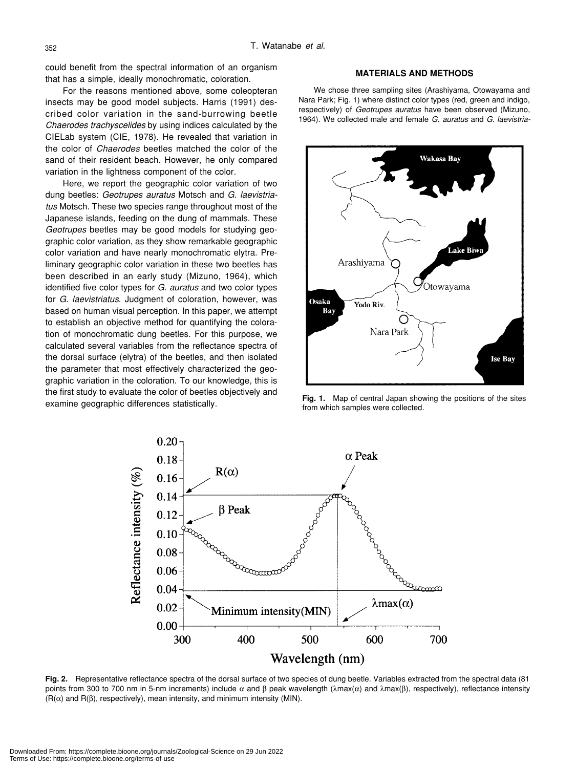could benefit from the spectral information of an organism that has a simple, ideally monochromatic, coloration.

For the reasons mentioned above, some coleopteran insects may be good model subjects. Harris (1991) described color variation in the sand-burrowing beetle *Chaerodes trachyscelides* by using indices calculated by the CIELab system (CIE, 1978). He revealed that variation in the color of *Chaerodes* beetles matched the color of the sand of their resident beach. However, he only compared variation in the lightness component of the color.

Here, we report the geographic color variation of two dung beetles: *Geotrupes auratus* Motsch and *G. laevistriatus* Motsch. These two species range throughout most of the Japanese islands, feeding on the dung of mammals. These *Geotrupes* beetles may be good models for studying geographic color variation, as they show remarkable geographic color variation and have nearly monochromatic elytra. Preliminary geographic color variation in these two beetles has been described in an early study (Mizuno, 1964), which identified five color types for *G. auratus* and two color types for *G. laevistriatus*. Judgment of coloration, however, was based on human visual perception. In this paper, we attempt to establish an objective method for quantifying the coloration of monochromatic dung beetles. For this purpose, we calculated several variables from the reflectance spectra of the dorsal surface (elytra) of the beetles, and then isolated the parameter that most effectively characterized the geographic variation in the coloration. To our knowledge, this is the first study to evaluate the color of beetles objectively and examine geographic differences statistically.

## MATERIALS AND METHODS

We chose three sampling sites (Arashiyama, Otowayama and Nara Park; Fig. 1) where distinct color types (red, green and indigo, respectively) of *Geotrupes auratus* have been observed (Mizuno, 1964). We collected male and female *G. auratus* and *G. laevistria-*

**Fig. 1.** Map of central Japan showing the positions of the sites from which samples were collected.

**Fig. 2.** Representative reflectance spectra of the dorsal surface of two species of dung beetle. Variables extracted from the spectral data (81 points from 300 to 700 nm in 5-nm increments) include $\alpha$ and $\beta$ peak wavelength ($\lambda max(\alpha)$ and $\lambda max(\beta)$, respectively), reflectance intensity ($R(\alpha)$ and $R(\beta)$, respectively), mean intensity, and minimum intensity (MIN).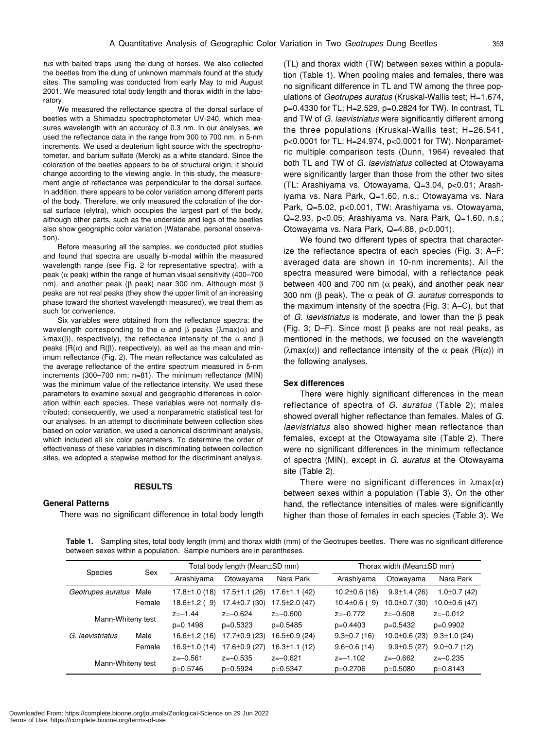*tus* with baited traps using the dung of horses. We also collected the beetles from the dung of unknown mammals found at the study sites. The sampling was conducted from early May to mid August 2001. We measured total body length and thorax width in the laboratory.

We measured the reflectance spectra of the dorsal surface of beetles with a Shimadzu spectrophotometer UV-240, which measures wavelength with an accuracy of 0.3 nm. In our analyses, we used the reflectance data in the range from 300 to 700 nm, in 5-nm increments. We used a deuterium light source with the spectrophotometer, and barium sulfate (Merck) as a white standard. Since the coloration of the beetles appears to be of structural origin, it should change according to the viewing angle. In this study, the measurement angle of reflectance was perpendicular to the dorsal surface. In addition, there appears to be color variation among different parts of the body. Therefore, we only measured the coloration of the dorsal surface (elytra), which occupies the largest part of the body, although other parts, such as the underside and legs of the beetles also show geographic color variation (Watanabe, personal observation).

Before measuring all the samples, we conducted pilot studies and found that spectra are usually bi-modal within the measured wavelength range (see Fig. 2 for representative spectra), with a peak (α peak) within the range of human visual sensitivity (400–700 nm), and another peak (β peak) near 300 nm. Although most β peaks are not real peaks (they show the upper limit of an increasing phase toward the shortest wavelength measured), we treat them as such for convenience.

Six variables were obtained from the reflectance spectra: the wavelength corresponding to the α and β peaks (λmax(α) and λmax(β), respectively), the reflectance intensity of the α and β peaks (R(α) and R(β), respectively), as well as the mean and minimum reflectance (Fig. 2). The mean reflectance was calculated as the average reflectance of the entire spectrum measured in 5-nm increments (300–700 nm; n=81). The minimum reflectance (MIN) was the minimum value of the reflectance intensity. We used these parameters to examine sexual and geographic differences in coloration within each species. These variables were not normally distributed; consequently, we used a nonparametric statistical test for our analyses. In an attempt to discriminate between collection sites based on color variation, we used a canonical discriminant analysis, which included all six color parameters. To determine the order of effectiveness of these variables in discriminating between collection sites, we adopted a stepwise method for the discriminant analysis.

## RESULTS

### General Patterns

There was no significant difference in total body length (TL) and thorax width (TW) between sexes within a population (Table 1). When pooling males and females, there was no significant difference in TL and TW among the three populations of *Geotrupes auratus* (Kruskal-Wallis test; H=1.674, p=0.4330 for TL; H=2.529, p=0.2824 for TW). In contrast, TL and TW of *G. laevistriatus* were significantly different among the three populations (Kruskal-Wallis test; H=26.541, p<0.0001 for TL; H=24.974, p<0.0001 for TW). Nonparametric multiple comparison tests (Dunn, 1964) revealed that both TL and TW of *G. laevistriatus* collected at Otowayama were significantly larger than those from the other two sites (TL: Arashiyama vs. Otowayama, Q=3.04, p<0.01; Arashiyama vs. Nara Park, Q=1.60, n.s.; Otowayama vs. Nara Park, Q=5.02, p<0.001, TW: Arashiyama vs. Otowayama, Q=2.93, p<0.05; Arashiyama vs. Nara Park, Q=1.60, n.s.; Otowayama vs. Nara Park, Q=4.88, p<0.001).

We found two different types of spectra that characterize the reflectance spectra of each species (Fig. 3; A–F: averaged data are shown in 10-nm increments). All the spectra measured were bimodal, with a reflectance peak between 400 and 700 nm (α peak), and another peak near 300 nm (β peak). The α peak of *G. auratus* corresponds to the maximum intensity of the spectra (Fig. 3; A–C), but that of *G. laevistriatus* is moderate, and lower than the β peak (Fig. 3; D–F). Since most β peaks are not real peaks, as mentioned in the methods, we focused on the wavelength (λmax(α)) and reflectance intensity of the α peak (R(α)) in the following analyses.

### Sex differences

There were highly significant differences in the mean reflectance of spectra of *G. auratus* (Table 2); males showed overall higher reflectance than females. Males of *G. laevistriatus* also showed higher mean reflectance than females, except at the Otowayama site (Table 2). There were no significant differences in the minimum reflectance of spectra (MIN), except in *G. auratus* at the Otowayama site (Table 2).

There were no significant differences in λmax(α) between sexes within a population (Table 3). On the other hand, the reflectance intensities of males were significantly higher than those of females in each species (Table 3). We

**Table 1.** Sampling sites, total body length (mm) and thorax width (mm) of the Geotrupes beetles. There was no significant difference between sexes within a population. Sample numbers are in parentheses.

| Species | Sex | Total body length (Mean±SD mm) | | | Thorax width (Mean±SD mm) | | |
|---|---|---|---|---|---|---|---|
| | | Arashiyama | Otowayama | Nara Park | Arashiyama | Otowayama | Nara Park |
| *Geotrupes auratus* | Male | 17.8±1.0 (18) | 17.5±1.1 (26) | 17.6±1.1 (42) | 10.2±0.6 (18) | 9.9±1.4 (26) | 1.0±0.7 (42) |
| | Female | 18.6±1.2 ( 9) | 17.4±0.7 (30) | 17.5±2.0 (47) | 10.4±0.6 ( 9) | 10.0±0.7 (30) | 10.0±0.6 (47) |
| Mann-Whiteny test | | z=–1.44 | z=–0.624 | z=–0.600 | z=–0.772 | z=–0.608 | z=–0.012 |
| | | p=0.1498 | p=0.5323 | p=0.5485 | p=0.4403 | p=0.5432 | p=0.9902 |
| *G. laevistriatus* | Male | 16.6±1.2 (16) | 17.7±0.9 (23) | 16.5±0.9 (24) | 9.3±0.7 (16) | 10.0±0.6 (23) | 9.3±1.0 (24) |
| | Female | 16.9±1.0 (14) | 17.6±0.9 (27) | 16.3±1.1 (12) | 9.6±0.6 (14) | 9.9±0.5 (27) | 9.0±0.7 (12) |
| Mann-Whiteny test | | z=–0.561 | z=–0.535 | z=–0.621 | z=–1.102 | z=–0.662 | z=–0.235 |
| | | p=0.5746 | p=0.5924 | p=0.5347 | p=0.2706 | p=0.5080 | p=0.8143 |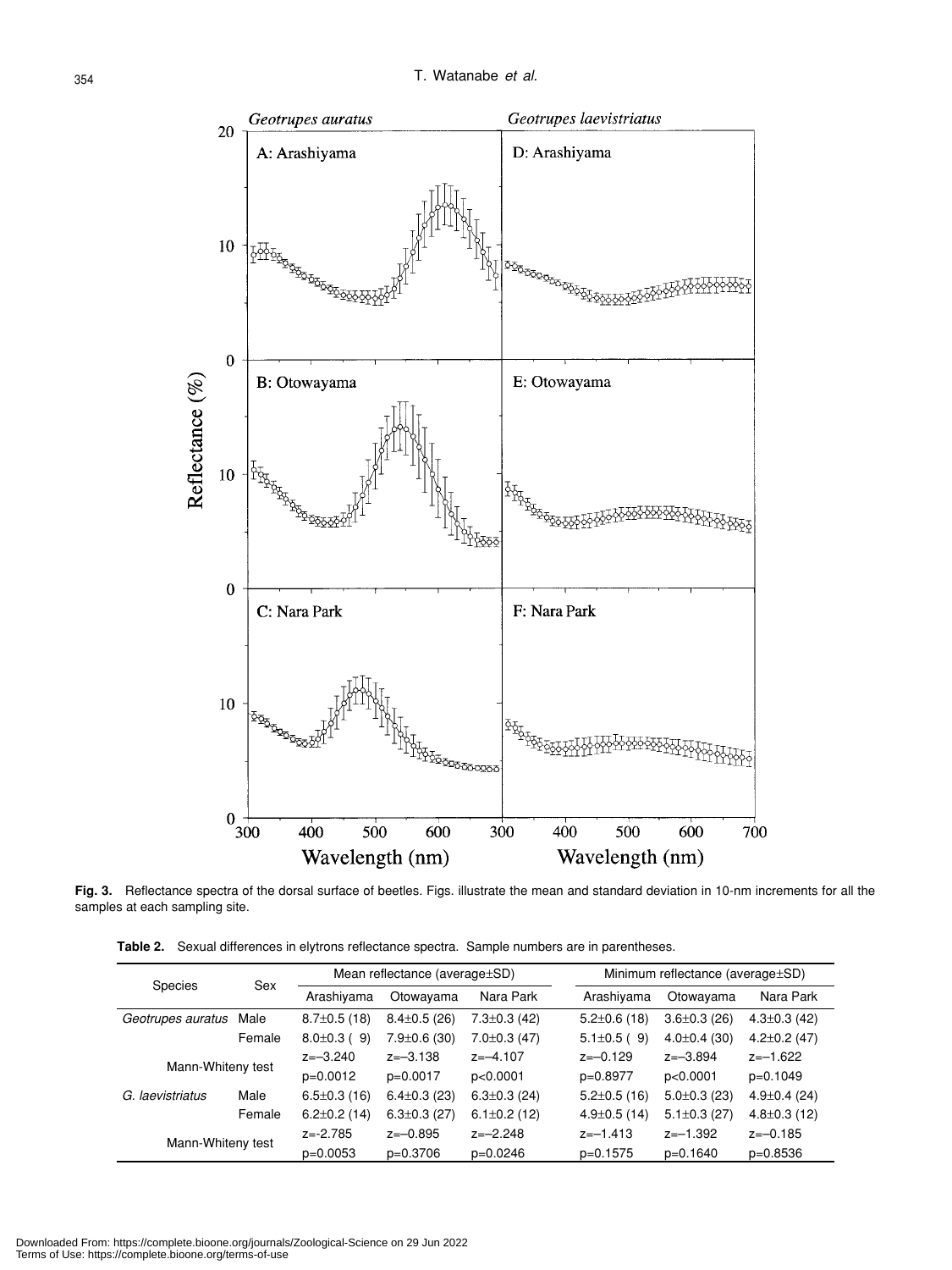**Fig. 3.** Reflectance spectra of the dorsal surface of beetles. Figs. illustrate the mean and standard deviation in 10-nm increments for all the samples at each sampling site.

**Table 2.** Sexual differences in elytrons reflectance spectra. Sample numbers are in parentheses.

| Species | Sex | Mean reflectance (average±SD) | | | Minimum reflectance (average±SD) | | |
|---|---|---|---|---|---|---|---|
| | | Arashiyama | Otowayama | Nara Park | Arashiyama | Otowayama | Nara Park |
| *Geotrupes auratus* | Male | 8.7±0.5 (18) | 8.4±0.5 (26) | 7.3±0.3 (42) | 5.2±0.6 (18) | 3.6±0.3 (26) | 4.3±0.3 (42) |
| | Female | 8.0±0.3 ( 9) | 7.9±0.6 (30) | 7.0±0.3 (47) | 5.1±0.5 ( 9) | 4.0±0.4 (30) | 4.2±0.2 (47) |
| Mann-Whiteny test | | z=–3.240 | z=–3.138 | z=–4.107 | z=–0.129 | z=–3.894 | z=–1.622 |
| | | p=0.0012 | p=0.0017 | p<0.0001 | p=0.8977 | p<0.0001 | p=0.1049 |
| *G. laevistriatus* | Male | 6.5±0.3 (16) | 6.4±0.3 (23) | 6.3±0.3 (24) | 5.2±0.5 (16) | 5.0±0.3 (23) | 4.9±0.4 (24) |
| | Female | 6.2±0.2 (14) | 6.3±0.3 (27) | 6.1±0.2 (12) | 4.9±0.5 (14) | 5.1±0.3 (27) | 4.8±0.3 (12) |
| Mann-Whiteny test | | z=-2.785 | z=–0.895 | z=–2.248 | z=–1.413 | z=–1.392 | z=–0.185 |
| | | p=0.0053 | p=0.3706 | p=0.0246 | p=0.1575 | p=0.1640 | p=0.8536 |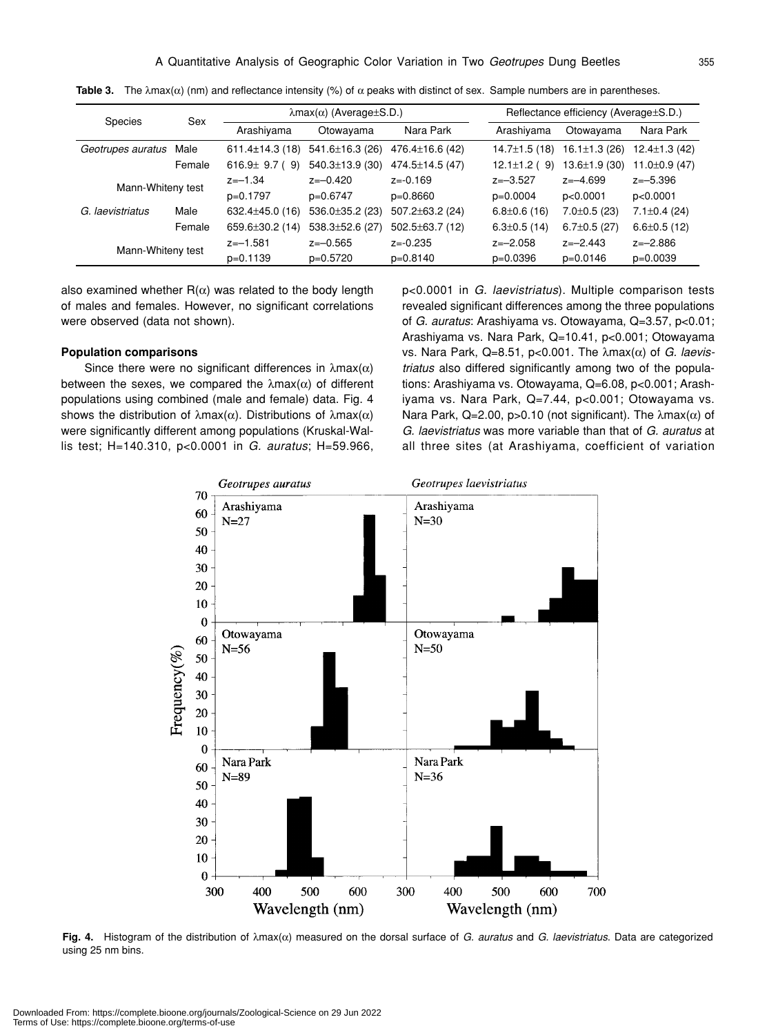**Table 3.** The $\lambda$max($\alpha$) (nm) and reflectance intensity (%) of $\alpha$ peaks with distinct of sex. Sample numbers are in parentheses.

| Species | Sex | λmax(α) (Average±S.D.) | | | Reflectance efficiency (Average±S.D.) | | |
|---|---|---|---|---|---|---|---|
| | | Arashiyama | Otowayama | Nara Park | Arashiyama | Otowayama | Nara Park |
| *Geotrupes auratus* | Male | 611.4±14.3 (18) | 541.6±16.3 (26) | 476.4±16.6 (42) | 14.7±1.5 (18) | 16.1±1.3 (26) | 12.4±1.3 (42) |
| | Female | 616.9± 9.7 ( 9) | 540.3±13.9 (30) | 474.5±14.5 (47) | 12.1±1.2 ( 9) | 13.6±1.9 (30) | 11.0±0.9 (47) |
| Mann-Whiteny test | | z=–1.34 | z=–0.420 | z=-0.169 | z=–3.527 | z=–4.699 | z=–5.396 |
| | | p=0.1797 | p=0.6747 | p=0.8660 | p=0.0004 | p<0.0001 | p<0.0001 |
| *G. laevistriatus* | Male | 632.4±45.0 (16) | 536.0±35.2 (23) | 507.2±63.2 (24) | 6.8±0.6 (16) | 7.0±0.5 (23) | 7.1±0.4 (24) |
| | Female | 659.6±30.2 (14) | 538.3±52.6 (27) | 502.5±63.7 (12) | 6.3±0.5 (14) | 6.7±0.5 (27) | 6.6±0.5 (12) |
| Mann-Whiteny test | | z=–1.581 | z=–0.565 | z=-0.235 | z=–2.058 | z=–2.443 | z=–2.886 |
| | | p=0.1139 | p=0.5720 | p=0.8140 | p=0.0396 | p=0.0146 | p=0.0039 |

also examined whether R($\alpha$) was related to the body length of males and females. However, no significant correlations were observed (data not shown).

#### Population comparisons

Since there were no significant differences in $\lambda$max($\alpha$) between the sexes, we compared the $\lambda$max($\alpha$) of different populations using combined (male and female) data. Fig. 4 shows the distribution of $\lambda$max($\alpha$). Distributions of $\lambda$max($\alpha$) were significantly different among populations (Kruskal-Wallis test; H=140.310, p<0.0001 in *G. auratus*; H=59.966, p<0.0001 in *G. laevistriatus*). Multiple comparison tests revealed significant differences among the three populations of *G. auratus*: Arashiyama vs. Otowayama, Q=3.57, p<0.01; Arashiyama vs. Nara Park, Q=10.41, p<0.001; Otowayama vs. Nara Park, Q=8.51, p<0.001. The $\lambda$max($\alpha$) of *G. laevistriatus* also differed significantly among two of the populations: Arashiyama vs. Otowayama, Q=6.08, p<0.001; Arashiyama vs. Nara Park, Q=7.44, p<0.001; Otowayama vs. Nara Park, Q=2.00, p>0.10 (not significant). The $\lambda$max($\alpha$) of *G. laevistriatus* was more variable than that of *G. auratus* at all three sites (at Arashiyama, coefficient of variation

**Fig. 4.** Histogram of the distribution of $\lambda$max($\alpha$) measured on the dorsal surface of *G. auratus* and *G. laevistriatus*. Data are categorized using 25 nm bins.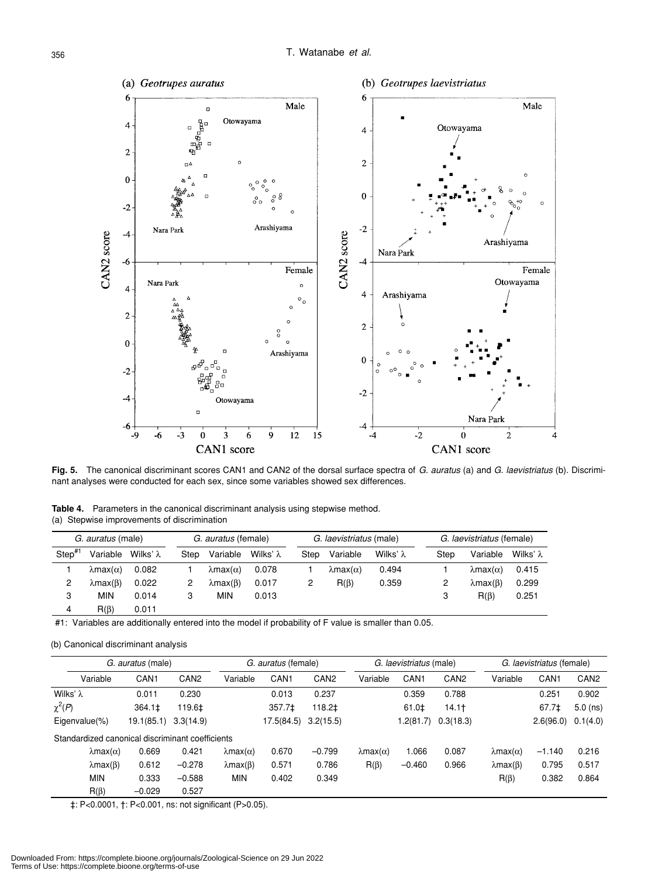**Fig. 5.** The canonical discriminant scores CAN1 and CAN2 of the dorsal surface spectra of *G. auratus* (a) and *G. laevistriatus* (b). Discriminant analyses were conducted for each sex, since some variables showed sex differences.

**Table 4.** Parameters in the canonical discriminant analysis using stepwise method.

(a) Stepwise improvements of discrimination

| *G. auratus* (male) | | | *G. auratus* (female) | | | *G. laevistriatus* (male) | | | *G. laevistriatus* (female) | | |
|---|---|---|---|---|---|---|---|---|---|---|---|
| Step[#1] | Variable | Wilks' λ | Step | Variable | Wilks' λ | Step | Variable | Wilks' λ | Step | Variable | Wilks' λ |
| 1 | λmax(α) | 0.082 | 1 | λmax(α) | 0.078 | 1 | λmax(α) | 0.494 | 1 | λmax(α) | 0.415 |
| 2 | λmax(β) | 0.022 | 2 | λmax(β) | 0.017 | 2 | R(β) | 0.359 | 2 | λmax(β) | 0.299 |
| 3 | MIN | 0.014 | 3 | MIN | 0.013 | | | | 3 | R(β) | 0.251 |
| 4 | R(β) | 0.011 | | | | | | | | | |

#1: Variables are additionally entered into the model if probability of F value is smaller than 0.05.

(b) Canonical discriminant analysis

| *G. auratus* (male) | | | *G. auratus* (female) | | | *G. laevistriatus* (male) | | | *G. laevistriatus* (female) | | |
|---|---|---|---|---|---|---|---|---|---|---|---|
| Variable | CAN1 | CAN2 | Variable | CAN1 | CAN2 | Variable | CAN1 | CAN2 | Variable | CAN1 | CAN2 |
| Wilks' λ | 0.011 | 0.230 | | 0.013 | 0.237 | | 0.359 | 0.788 | | 0.251 | 0.902 |
| $\chi^2(P)$ | 364.1‡ | 119.6‡ | | 357.7‡ | 118.2‡ | | 61.0‡ | 14.1† | | 67.7‡ | 5.0 (ns) |
| Eigenvalue(%) | 19.1(85.1) | 3.3(14.9) | | 17.5(84.5) | 3.2(15.5) | | 1.2(81.7) | 0.3(18.3) | | 2.6(96.0) | 0.1(4.0) |
| Standardized canonical discriminant coefficients | | | | | | | | | | | |
| λmax(α) | 0.669 | 0.421 | λmax(α) | 0.670 | −0.799 | λmax(α) | 1.066 | 0.087 | λmax(α) | −1.140 | 0.216 |
| λmax(β) | 0.612 | −0.278 | λmax(β) | 0.571 | 0.786 | R(β) | −0.460 | 0.966 | λmax(β) | 0.795 | 0.517 |
| MIN | 0.333 | −0.588 | MIN | 0.402 | 0.349 | | | | R(β) | 0.382 | 0.864 |
| R(β) | −0.029 | 0.527 | | | | | | | | | |

‡: P<0.0001, †: P<0.001, ns: not significant (P>0.05).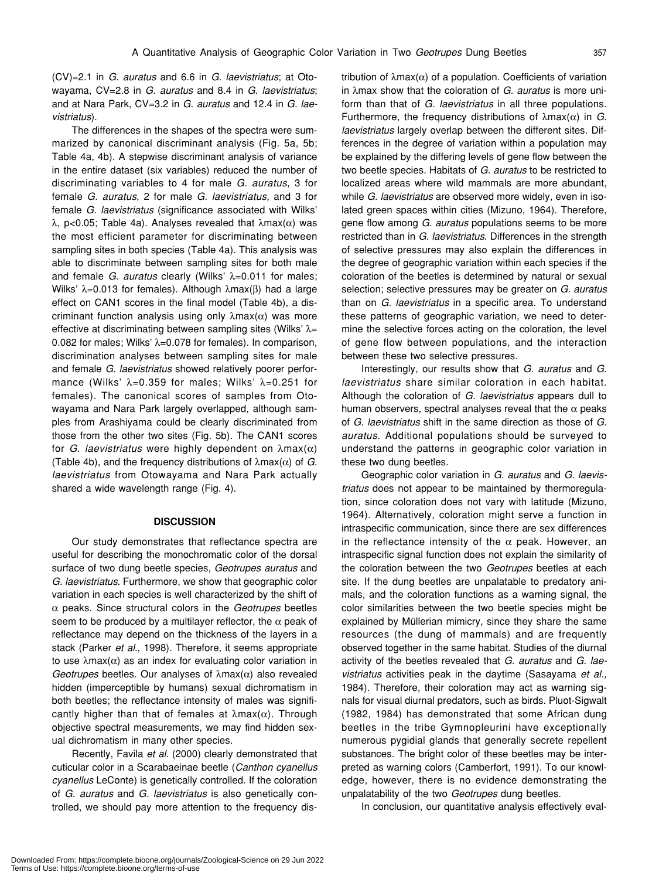(CV)=2.1 in *G. auratus* and 6.6 in *G. laevistriatus*; at Otowayama, CV=2.8 in *G. auratus* and 8.4 in *G. laevistriatus*; and at Nara Park, CV=3.2 in *G. auratus* and 12.4 in *G. laevistriatus*).

The differences in the shapes of the spectra were summarized by canonical discriminant analysis (Fig. 5a, 5b; Table 4a, 4b). A stepwise discriminant analysis of variance in the entire dataset (six variables) reduced the number of discriminating variables to 4 for male *G. auratus*, 3 for female *G. auratus*, 2 for male *G. laevistriatus,* and 3 for female *G. laevistriatus* (significance associated with Wilks' $\lambda$, $p<0.05$; Table 4a). Analyses revealed that $\lambda max(\alpha)$ was the most efficient parameter for discriminating between sampling sites in both species (Table 4a). This analysis was able to discriminate between sampling sites for both male and female *G. auratus* clearly (Wilks' $\lambda$=0.011 for males; Wilks' $\lambda$=0.013 for females). Although $\lambda max(\beta)$ had a large effect on CAN1 scores in the final model (Table 4b), a discriminant function analysis using only $\lambda max(\alpha)$ was more effective at discriminating between sampling sites (Wilks' $\lambda$= 0.082 for males; Wilks' $\lambda$=0.078 for females). In comparison, discrimination analyses between sampling sites for male and female *G. laevistriatus* showed relatively poorer performance (Wilks' $\lambda$=0.359 for males; Wilks' $\lambda$=0.251 for females). The canonical scores of samples from Otowayama and Nara Park largely overlapped, although samples from Arashiyama could be clearly discriminated from those from the other two sites (Fig. 5b). The CAN1 scores for *G. laevistriatus* were highly dependent on $\lambda max(\alpha)$ (Table 4b), and the frequency distributions of $\lambda max(\alpha)$ of *G. laevistriatus* from Otowayama and Nara Park actually shared a wide wavelength range (Fig. 4).

## DISCUSSION

Our study demonstrates that reflectance spectra are useful for describing the monochromatic color of the dorsal surface of two dung beetle species, *Geotrupes auratus* and *G. laevistriatus*. Furthermore, we show that geographic color variation in each species is well characterized by the shift of $\alpha$ peaks. Since structural colors in the *Geotrupes* beetles seem to be produced by a multilayer reflector, the $\alpha$ peak of reflectance may depend on the thickness of the layers in a stack (Parker *et al*., 1998). Therefore, it seems appropriate to use $\lambda max(\alpha)$ as an index for evaluating color variation in *Geotrupes* beetles. Our analyses of $\lambda max(\alpha)$ also revealed hidden (imperceptible by humans) sexual dichromatism in both beetles; the reflectance intensity of males was significantly higher than that of females at $\lambda max(\alpha)$. Through objective spectral measurements, we may find hidden sexual dichromatism in many other species.

Recently, Favila *et al.* (2000) clearly demonstrated that cuticular color in a Scarabaeinae beetle (*Canthon cyanellus cyanellus* LeConte) is genetically controlled. If the coloration of *G. auratus* and *G. laevistriatus* is also genetically controlled, we should pay more attention to the frequency distribution of $\lambda max(\alpha)$ of a population. Coefficients of variation in $\lambda max$ show that the coloration of *G. auratus* is more uniform than that of *G. laevistriatus* in all three populations. Furthermore, the frequency distributions of $\lambda max(\alpha)$ in *G. laevistriatus* largely overlap between the different sites. Differences in the degree of variation within a population may be explained by the differing levels of gene flow between the two beetle species. Habitats of *G. auratus* to be restricted to localized areas where wild mammals are more abundant, while *G. laevistriatus* are observed more widely, even in isolated green spaces within cities (Mizuno, 1964). Therefore, gene flow among *G. auratus* populations seems to be more restricted than in *G. laevistriatus*. Differences in the strength of selective pressures may also explain the differences in the degree of geographic variation within each species if the coloration of the beetles is determined by natural or sexual selection; selective pressures may be greater on *G. auratus* than on *G. laevistriatus* in a specific area. To understand these patterns of geographic variation, we need to determine the selective forces acting on the coloration, the level of gene flow between populations, and the interaction between these two selective pressures.

Interestingly, our results show that *G. auratus* and *G. laevistriatus* share similar coloration in each habitat. Although the coloration of *G. laevistriatus* appears dull to human observers, spectral analyses reveal that the $\alpha$ peaks of *G. laevistriatus* shift in the same direction as those of *G. auratus*. Additional populations should be surveyed to understand the patterns in geographic color variation in these two dung beetles.

Geographic color variation in *G. auratus* and *G. laevistriatus* does not appear to be maintained by thermoregulation, since coloration does not vary with latitude (Mizuno, 1964). Alternatively, coloration might serve a function in intraspecific communication, since there are sex differences in the reflectance intensity of the $\alpha$ peak. However, an intraspecific signal function does not explain the similarity of the coloration between the two *Geotrupes* beetles at each site. If the dung beetles are unpalatable to predatory animals, and the coloration functions as a warning signal, the color similarities between the two beetle species might be explained by Müllerian mimicry, since they share the same resources (the dung of mammals) and are frequently observed together in the same habitat. Studies of the diurnal activity of the beetles revealed that *G. auratus* and *G. laevistriatus* activities peak in the daytime (Sasayama *et al.,* 1984). Therefore, their coloration may act as warning signals for visual diurnal predators, such as birds. Pluot-Sigwalt (1982, 1984) has demonstrated that some African dung beetles in the tribe Gymnopleurini have exceptionally numerous pygidial glands that generally secrete repellent substances. The bright color of these beetles may be interpreted as warning colors (Camberfort, 1991). To our knowledge, however, there is no evidence demonstrating the unpalatability of the two *Geotrupes* dung beetles.

In conclusion, our quantitative analysis effectively eval-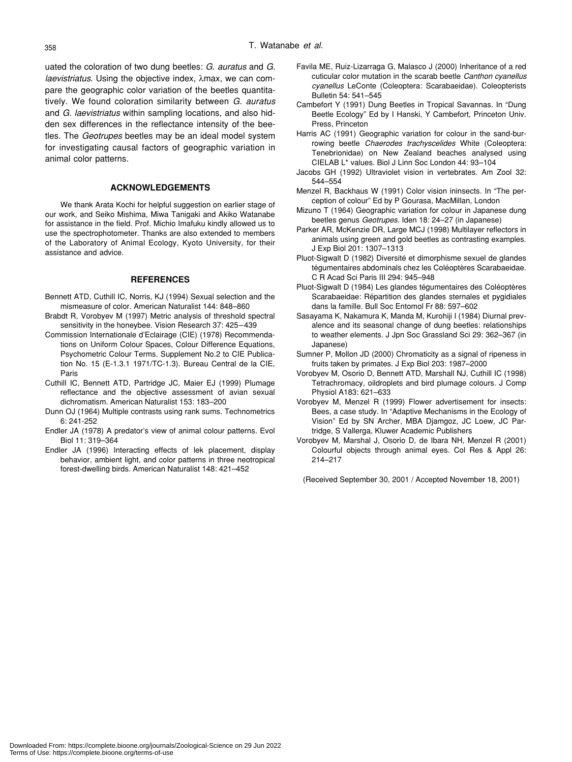uated the coloration of two dung beetles: *G. auratus* and *G. laevistriatus*. Using the objective index, λmax, we can compare the geographic color variation of the beetles quantitatively. We found coloration similarity between *G. auratus* and *G. laevistriatus* within sampling locations, and also hidden sex differences in the reflectance intensity of the beetles. The *Geotrupes* beetles may be an ideal model system for investigating causal factors of geographic variation in animal color patterns.

## ACKNOWLEDGEMENTS

We thank Arata Kochi for helpful suggestion on earlier stage of our work, and Seiko Mishima, Miwa Tanigaki and Akiko Watanabe for assistance in the field. Prof. Michio Imafuku kindly allowed us to use the spectrophotometer. Thanks are also extended to members of the Laboratory of Animal Ecology, Kyoto University, for their assistance and advice.

## REFERENCES

Bennett ATD, Cuthill IC, Norris, KJ (1994) Sexual selection and the mismeasure of color. American Naturalist 144: 848–860

Brabdt R, Vorobyev M (1997) Metric analysis of threshold spectral sensitivity in the honeybee. Vision Research 37: 425–439

Commission Internationale d'Eclairage (CIE) (1978) Recommendations on Uniform Colour Spaces, Colour Difference Equations, Psychometric Colour Terms. Supplement No.2 to CIE Publication No. 15 (E-1.3.1 1971/TC-1.3). Bureau Central de la CIE, Paris

Cuthill IC, Bennett ATD, Partridge JC, Maier EJ (1999) Plumage reflectance and the objective assessment of avian sexual dichromatism. American Naturalist 153: 183–200

Dunn OJ (1964) Multiple contrasts using rank sums. Technometrics 6: 241-252

Endler JA (1978) A predator's view of animal colour patterns. Evol Biol 11: 319–364

Endler JA (1996) Interacting effects of lek placement, display behavior, ambient light, and color patterns in three neotropical forest-dwelling birds. American Naturalist 148: 421–452

Favila ME, Ruiz-Lizarraga G, Malasco J (2000) Inheritance of a red cuticular color mutation in the scarab beetle *Canthon cyanellus cyanellus* LeConte (Coleoptera: Scarabaeidae). Coleopterists Bulletin 54: 541–545

Cambefort Y (1991) Dung Beetles in Tropical Savannas. In "Dung Beetle Ecology" Ed by I Hanski, Y Cambefort, Princeton Univ. Press, Princeton

Harris AC (1991) Geographic variation for colour in the sand-burrowing beetle *Chaerodes trachyscelides* White (Coleoptera: Tenebrionidae) on New Zealand beaches analysed using CIELAB L* values. Biol J Linn Soc London 44: 93–104

Jacobs GH (1992) Ultraviolet vision in vertebrates. Am Zool 32: 544–554

Menzel R, Backhaus W (1991) Color vision ininsects. In "The perception of colour" Ed by P Gourasa, MacMillan, London

Mizuno T (1964) Geographic variation for colour in Japanese dung beetles genus *Geotrupes*. Iden 18: 24–27 (in Japanese)

Parker AR, McKenzie DR, Large MCJ (1998) Multilayer reflectors in animals using green and gold beetles as contrasting examples. J Exp Biol 201: 1307–1313

Pluot-Sigwalt D (1982) Diversité et dimorphisme sexuel de glandes tégumentaires abdominals chez les Coléoptères Scarabaeidae. C R Acad Sci Paris III 294: 945–948

Pluot-Sigwalt D (1984) Les glandes tégumentaires des Coléoptères Scarabaeidae: Répartition des glandes sternales et pygidiales dans la famille. Bull Soc Entomol Fr 88: 597–602

Sasayama K, Nakamura K, Manda M, Kurohiji I (1984) Diurnal prevalence and its seasonal change of dung beetles: relationships to weather elements. J Jpn Soc Grassland Sci 29: 362–367 (in Japanese)

Sumner P, Mollon JD (2000) Chromaticity as a signal of ripeness in fruits taken by primates. J Exp Biol 203: 1987–2000

Vorobyev M, Osorio D, Bennett ATD, Marshall NJ, Cuthill IC (1998) Tetrachromacy, oildroplets and bird plumage colours. J Comp Physiol A183: 621–633

Vorobyev M, Menzel R (1999) Flower advertisement for insects: Bees, a case study. In "Adaptive Mechanisms in the Ecology of Vision" Ed by SN Archer, MBA Djamgoz, JC Loew, JC Partridge, S Vallerga, Kluwer Academic Publishers

Vorobyev M, Marshal J, Osorio D, de Ibara NH, Menzel R (2001) Colourful objects through animal eyes. Col Res & Appl 26: 214–217

(Received September 30, 2001 / Accepted November 18, 2001)